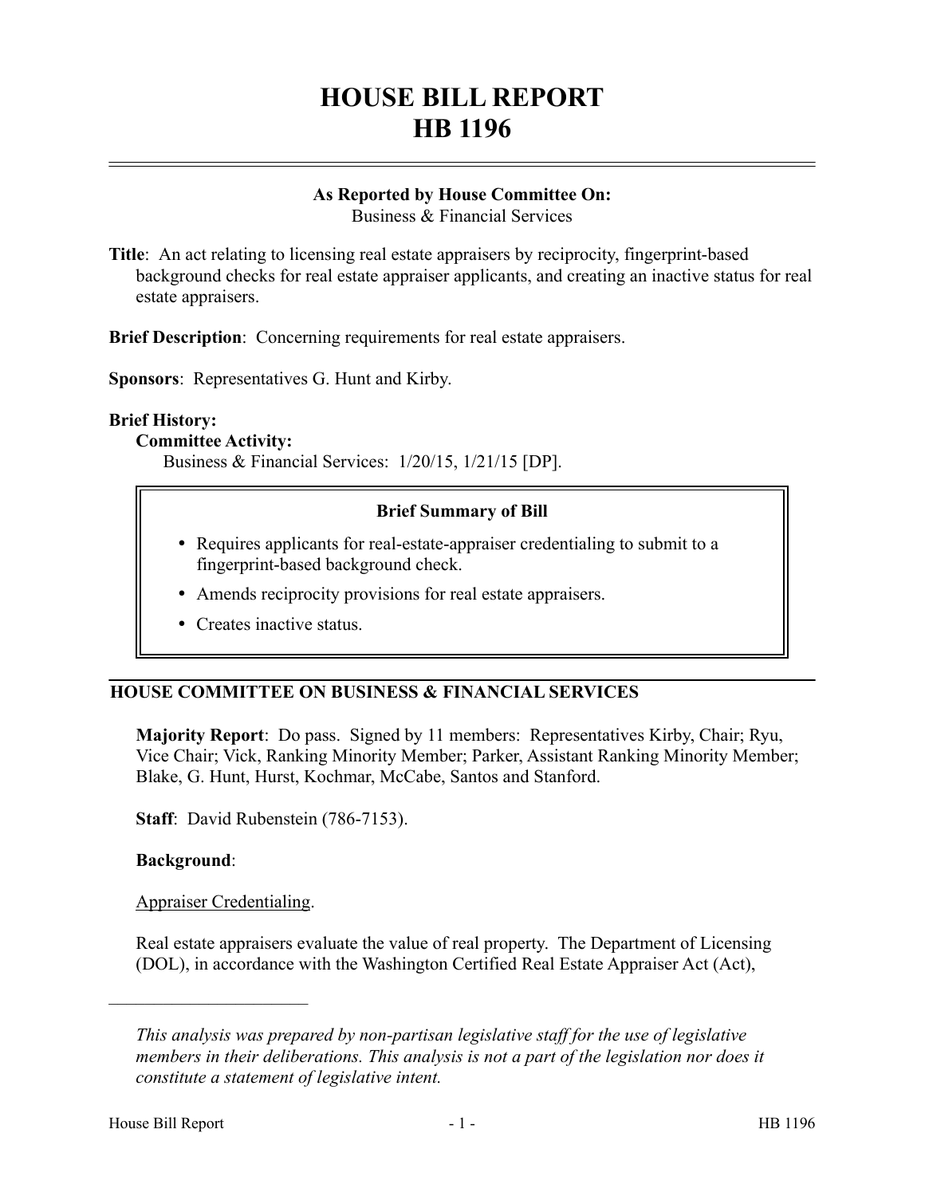# HOUSE BILL REPORT
# HB 1196

**As Reported by House Committee On:**
Business & Financial Services

**Title**: An act relating to licensing real estate appraisers by reciprocity, fingerprint-based background checks for real estate appraiser applicants, and creating an inactive status for real estate appraisers.

**Brief Description**: Concerning requirements for real estate appraisers.

**Sponsors**: Representatives G. Hunt and Kirby.

**Brief History:**

**Committee Activity:**

Business & Financial Services: 1/20/15, 1/21/15 [DP].

**Brief Summary of Bill**

- Requires applicants for real-estate-appraiser credentialing to submit to a fingerprint-based background check.
- Amends reciprocity provisions for real estate appraisers.
- Creates inactive status.

## HOUSE COMMITTEE ON BUSINESS & FINANCIAL SERVICES

**Majority Report**: Do pass. Signed by 11 members: Representatives Kirby, Chair; Ryu, Vice Chair; Vick, Ranking Minority Member; Parker, Assistant Ranking Minority Member; Blake, G. Hunt, Hurst, Kochmar, McCabe, Santos and Stanford.

**Staff**: David Rubenstein (786-7153).

**Background**:

Appraiser Credentialing.

Real estate appraisers evaluate the value of real property. The Department of Licensing (DOL), in accordance with the Washington Certified Real Estate Appraiser Act (Act),

---

*This analysis was prepared by non-partisan legislative staff for the use of legislative members in their deliberations. This analysis is not a part of the legislation nor does it constitute a statement of legislative intent.*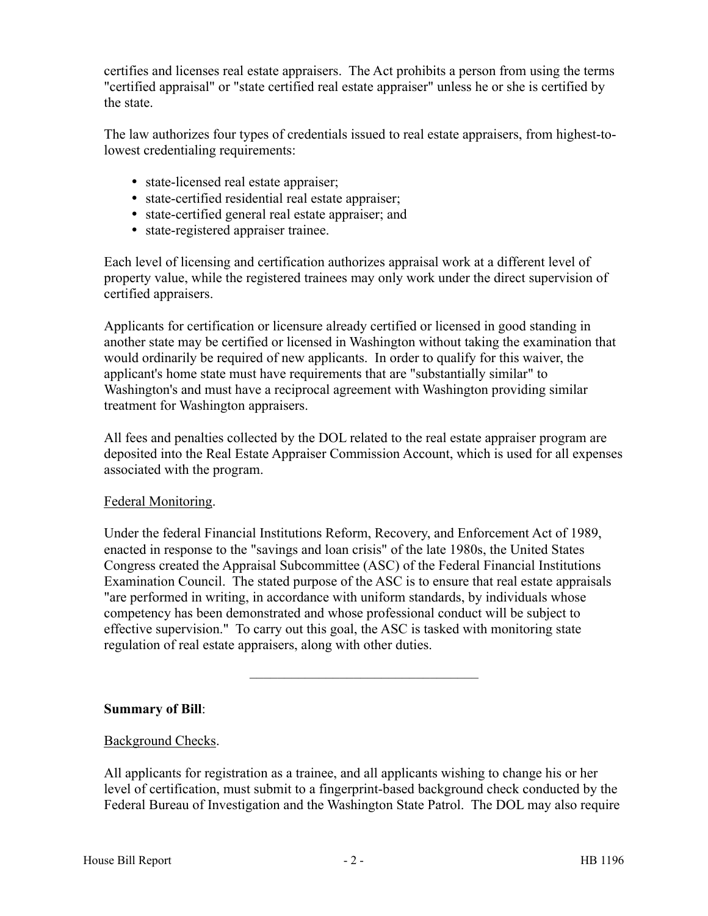certifies and licenses real estate appraisers. The Act prohibits a person from using the terms "certified appraisal" or "state certified real estate appraiser" unless he or she is certified by the state.

The law authorizes four types of credentials issued to real estate appraisers, from highest-to-lowest credentialing requirements:

- state-licensed real estate appraiser;
- state-certified residential real estate appraiser;
- state-certified general real estate appraiser; and
- state-registered appraiser trainee.

Each level of licensing and certification authorizes appraisal work at a different level of property value, while the registered trainees may only work under the direct supervision of certified appraisers.

Applicants for certification or licensure already certified or licensed in good standing in another state may be certified or licensed in Washington without taking the examination that would ordinarily be required of new applicants. In order to qualify for this waiver, the applicant's home state must have requirements that are "substantially similar" to Washington's and must have a reciprocal agreement with Washington providing similar treatment for Washington appraisers.

All fees and penalties collected by the DOL related to the real estate appraiser program are deposited into the Real Estate Appraiser Commission Account, which is used for all expenses associated with the program.

Federal Monitoring.

Under the federal Financial Institutions Reform, Recovery, and Enforcement Act of 1989, enacted in response to the "savings and loan crisis" of the late 1980s, the United States Congress created the Appraisal Subcommittee (ASC) of the Federal Financial Institutions Examination Council. The stated purpose of the ASC is to ensure that real estate appraisals "are performed in writing, in accordance with uniform standards, by individuals whose competency has been demonstrated and whose professional conduct will be subject to effective supervision." To carry out this goal, the ASC is tasked with monitoring state regulation of real estate appraisers, along with other duties.

---

**Summary of Bill**:

Background Checks.

All applicants for registration as a trainee, and all applicants wishing to change his or her level of certification, must submit to a fingerprint-based background check conducted by the Federal Bureau of Investigation and the Washington State Patrol. The DOL may also require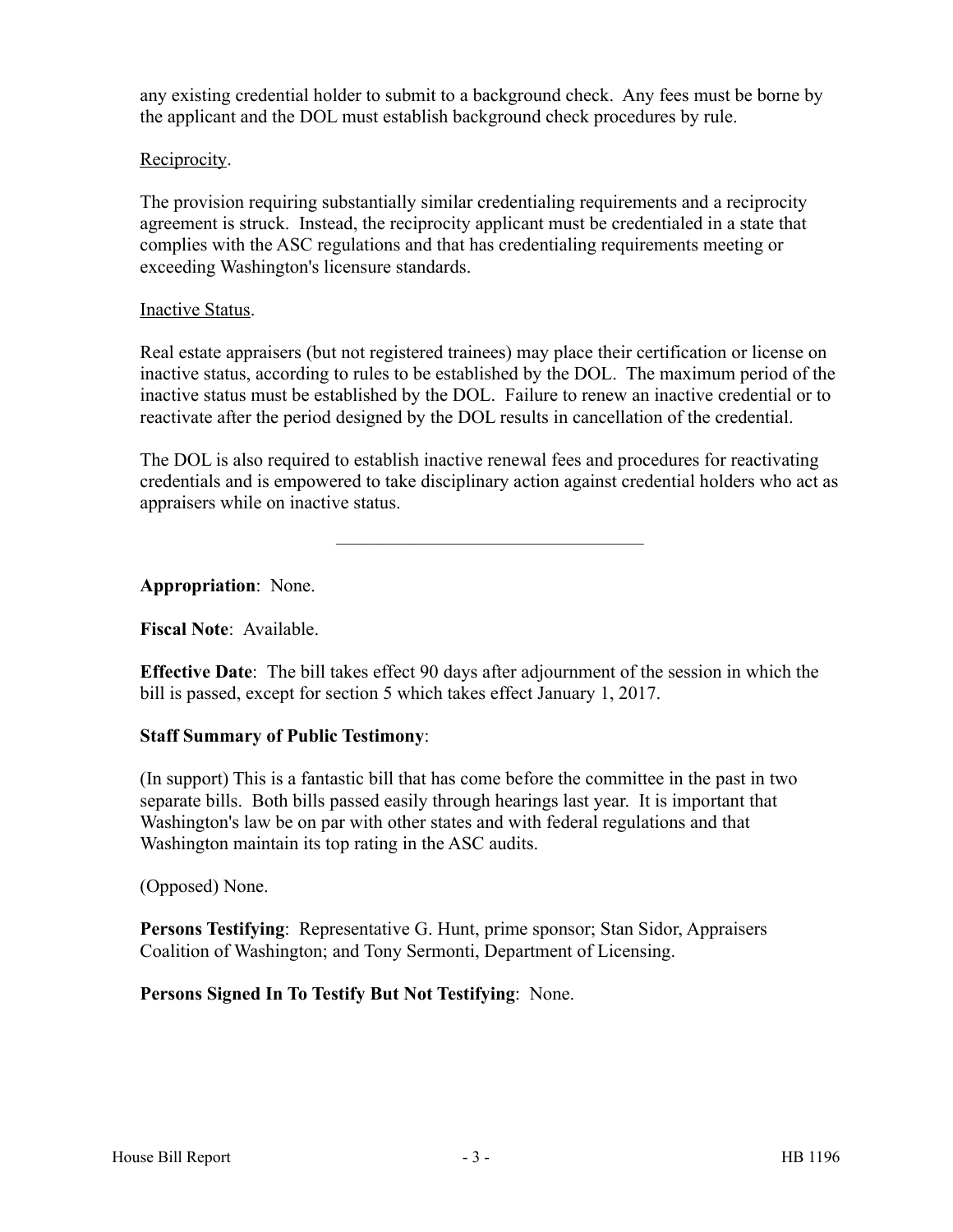any existing credential holder to submit to a background check. Any fees must be borne by the applicant and the DOL must establish background check procedures by rule.

Reciprocity.

The provision requiring substantially similar credentialing requirements and a reciprocity agreement is struck. Instead, the reciprocity applicant must be credentialed in a state that complies with the ASC regulations and that has credentialing requirements meeting or exceeding Washington's licensure standards.

Inactive Status.

Real estate appraisers (but not registered trainees) may place their certification or license on inactive status, according to rules to be established by the DOL. The maximum period of the inactive status must be established by the DOL. Failure to renew an inactive credential or to reactivate after the period designed by the DOL results in cancellation of the credential.

The DOL is also required to establish inactive renewal fees and procedures for reactivating credentials and is empowered to take disciplinary action against credential holders who act as appraisers while on inactive status.

---

**Appropriation**: None.

**Fiscal Note**: Available.

**Effective Date**: The bill takes effect 90 days after adjournment of the session in which the bill is passed, except for section 5 which takes effect January 1, 2017.

**Staff Summary of Public Testimony**:

(In support) This is a fantastic bill that has come before the committee in the past in two separate bills. Both bills passed easily through hearings last year. It is important that Washington's law be on par with other states and with federal regulations and that Washington maintain its top rating in the ASC audits.

(Opposed) None.

**Persons Testifying**: Representative G. Hunt, prime sponsor; Stan Sidor, Appraisers Coalition of Washington; and Tony Sermonti, Department of Licensing.

**Persons Signed In To Testify But Not Testifying**: None.